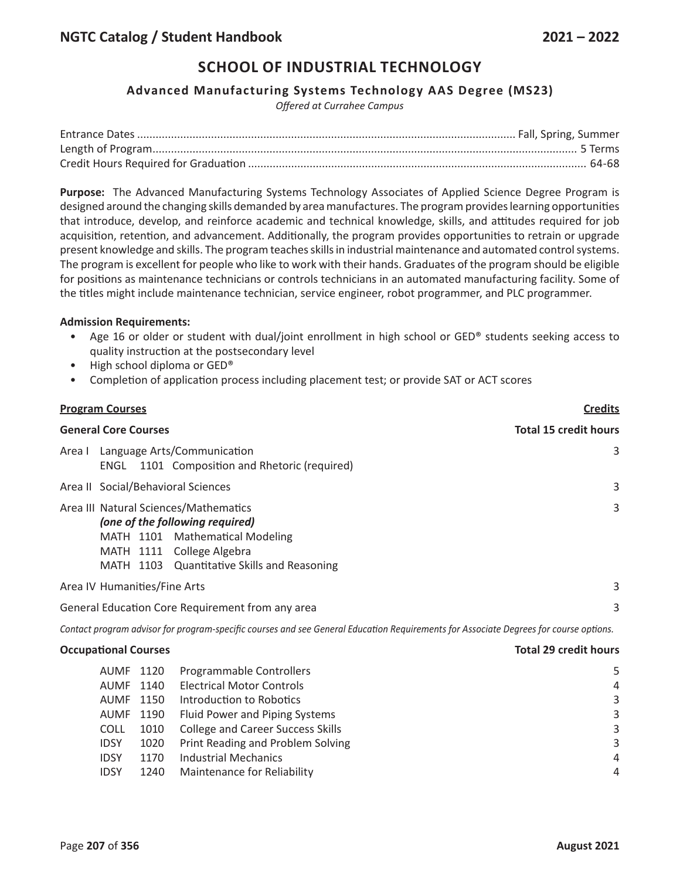# SCHOOL OF INDUSTRIAL TECHNOLOGY

## Advanced Manufacturing Systems Technology AAS Degree (MS23)

*Offered at Currahee Campus*

Entrance Dates ........................................................................ Fall, Spring, Summer
Length of Program ........................................................................ 5 Terms
Credit Hours Required for Graduation ........................................................................ 64-68

**Purpose:** The Advanced Manufacturing Systems Technology Associates of Applied Science Degree Program is designed around the changing skills demanded by area manufactures. The program provides learning opportunities that introduce, develop, and reinforce academic and technical knowledge, skills, and attitudes required for job acquisition, retention, and advancement. Additionally, the program provides opportunities to retrain or upgrade present knowledge and skills. The program teaches skills in industrial maintenance and automated control systems. The program is excellent for people who like to work with their hands. Graduates of the program should be eligible for positions as maintenance technicians or controls technicians in an automated manufacturing facility. Some of the titles might include maintenance technician, service engineer, robot programmer, and PLC programmer.

**Admission Requirements:**

- Age 16 or older or student with dual/joint enrollment in high school or GED® students seeking access to quality instruction at the postsecondary level
- High school diploma or GED®
- Completion of application process including placement test; or provide SAT or ACT scores

| **Program Courses** | **Credits** |
|---|---|
| **General Core Courses** | **Total 15 credit hours** |
| Area I Language Arts/Communication<br>ENGL 1101 Composition and Rhetoric (required) | 3 |
| Area II Social/Behavioral Sciences | 3 |
| Area III Natural Sciences/Mathematics<br>***(one of the following required)***<br>MATH 1101 Mathematical Modeling<br>MATH 1111 College Algebra<br>MATH 1103 Quantitative Skills and Reasoning | 3 |
| Area IV Humanities/Fine Arts | 3 |
| General Education Core Requirement from any area | 3 |

*Contact program advisor for program-specific courses and see General Education Requirements for Associate Degrees for course options.*

| **Occupational Courses** | | | **Total 29 credit hours** |
|---|---|---|---|
| AUMF | 1120 | Programmable Controllers | 5 |
| AUMF | 1140 | Electrical Motor Controls | 4 |
| AUMF | 1150 | Introduction to Robotics | 3 |
| AUMF | 1190 | Fluid Power and Piping Systems | 3 |
| COLL | 1010 | College and Career Success Skills | 3 |
| IDSY | 1020 | Print Reading and Problem Solving | 3 |
| IDSY | 1170 | Industrial Mechanics | 4 |
| IDSY | 1240 | Maintenance for Reliability | 4 |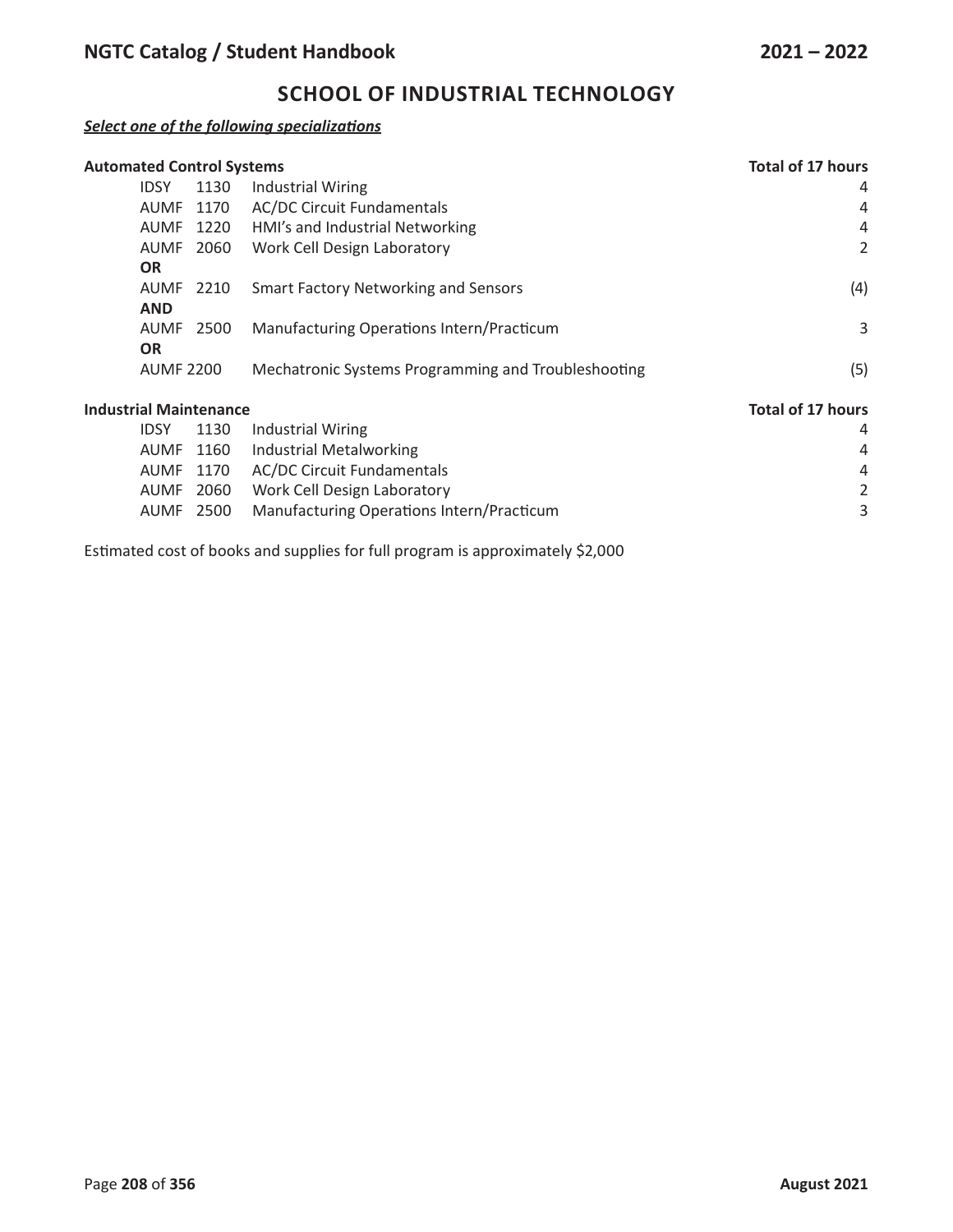## SCHOOL OF INDUSTRIAL TECHNOLOGY

***Select one of the following specializations***

**Automated Control Systems** — **Total of 17 hours**

| | | | |
|---|---|---|---|
| IDSY | 1130 | Industrial Wiring | 4 |
| AUMF | 1170 | AC/DC Circuit Fundamentals | 4 |
| AUMF | 1220 | HMI's and Industrial Networking | 4 |
| AUMF | 2060 | Work Cell Design Laboratory | 2 |
| **OR** | | | |
| AUMF | 2210 | Smart Factory Networking and Sensors | (4) |
| **AND** | | | |
| AUMF | 2500 | Manufacturing Operations Intern/Practicum | 3 |
| **OR** | | | |
| AUMF | 2200 | Mechatronic Systems Programming and Troubleshooting | (5) |

**Industrial Maintenance** — **Total of 17 hours**

| | | | |
|---|---|---|---|
| IDSY | 1130 | Industrial Wiring | 4 |
| AUMF | 1160 | Industrial Metalworking | 4 |
| AUMF | 1170 | AC/DC Circuit Fundamentals | 4 |
| AUMF | 2060 | Work Cell Design Laboratory | 2 |
| AUMF | 2500 | Manufacturing Operations Intern/Practicum | 3 |

Estimated cost of books and supplies for full program is approximately $2,000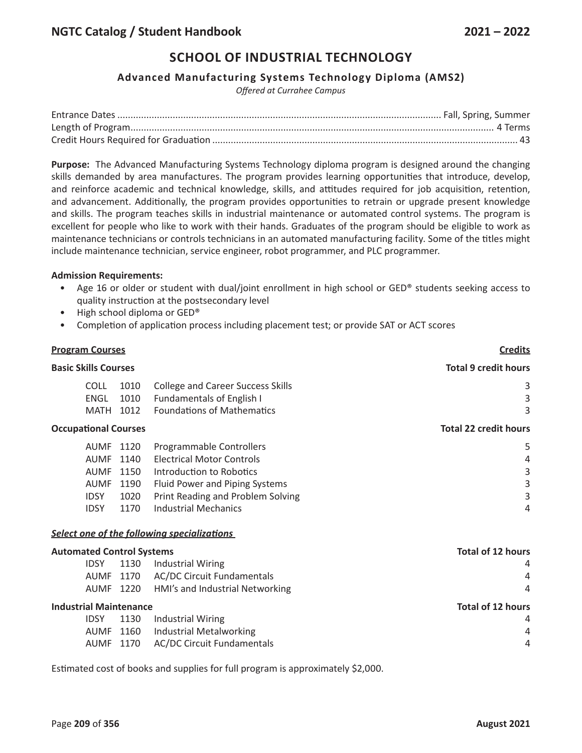# SCHOOL OF INDUSTRIAL TECHNOLOGY

## Advanced Manufacturing Systems Technology Diploma (AMS2)

*Offered at Currahee Campus*

| | |
|---|---|
| Entrance Dates | Fall, Spring, Summer |
| Length of Program | 4 Terms |
| Credit Hours Required for Graduation | 43 |

**Purpose:** The Advanced Manufacturing Systems Technology diploma program is designed around the changing skills demanded by area manufactures. The program provides learning opportunities that introduce, develop, and reinforce academic and technical knowledge, skills, and attitudes required for job acquisition, retention, and advancement. Additionally, the program provides opportunities to retrain or upgrade present knowledge and skills. The program teaches skills in industrial maintenance or automated control systems. The program is excellent for people who like to work with their hands. Graduates of the program should be eligible to work as maintenance technicians or controls technicians in an automated manufacturing facility. Some of the titles might include maintenance technician, service engineer, robot programmer, and PLC programmer.

**Admission Requirements:**

- Age 16 or older or student with dual/joint enrollment in high school or GED® students seeking access to quality instruction at the postsecondary level
- High school diploma or GED®
- Completion of application process including placement test; or provide SAT or ACT scores

| **Program Courses** | | | **Credits** |
|---|---|---|---|
| **Basic Skills Courses** | | | **Total 9 credit hours** |
| COLL | 1010 | College and Career Success Skills | 3 |
| ENGL | 1010 | Fundamentals of English I | 3 |
| MATH | 1012 | Foundations of Mathematics | 3 |
| **Occupational Courses** | | | **Total 22 credit hours** |
| AUMF | 1120 | Programmable Controllers | 5 |
| AUMF | 1140 | Electrical Motor Controls | 4 |
| AUMF | 1150 | Introduction to Robotics | 3 |
| AUMF | 1190 | Fluid Power and Piping Systems | 3 |
| IDSY | 1020 | Print Reading and Problem Solving | 3 |
| IDSY | 1170 | Industrial Mechanics | 4 |

***Select one of the following specializations***

| **Automated Control Systems** | | | **Total of 12 hours** |
|---|---|---|---|
| IDSY | 1130 | Industrial Wiring | 4 |
| AUMF | 1170 | AC/DC Circuit Fundamentals | 4 |
| AUMF | 1220 | HMI's and Industrial Networking | 4 |
| **Industrial Maintenance** | | | **Total of 12 hours** |
| IDSY | 1130 | Industrial Wiring | 4 |
| AUMF | 1160 | Industrial Metalworking | 4 |
| AUMF | 1170 | AC/DC Circuit Fundamentals | 4 |

Estimated cost of books and supplies for full program is approximately $2,000.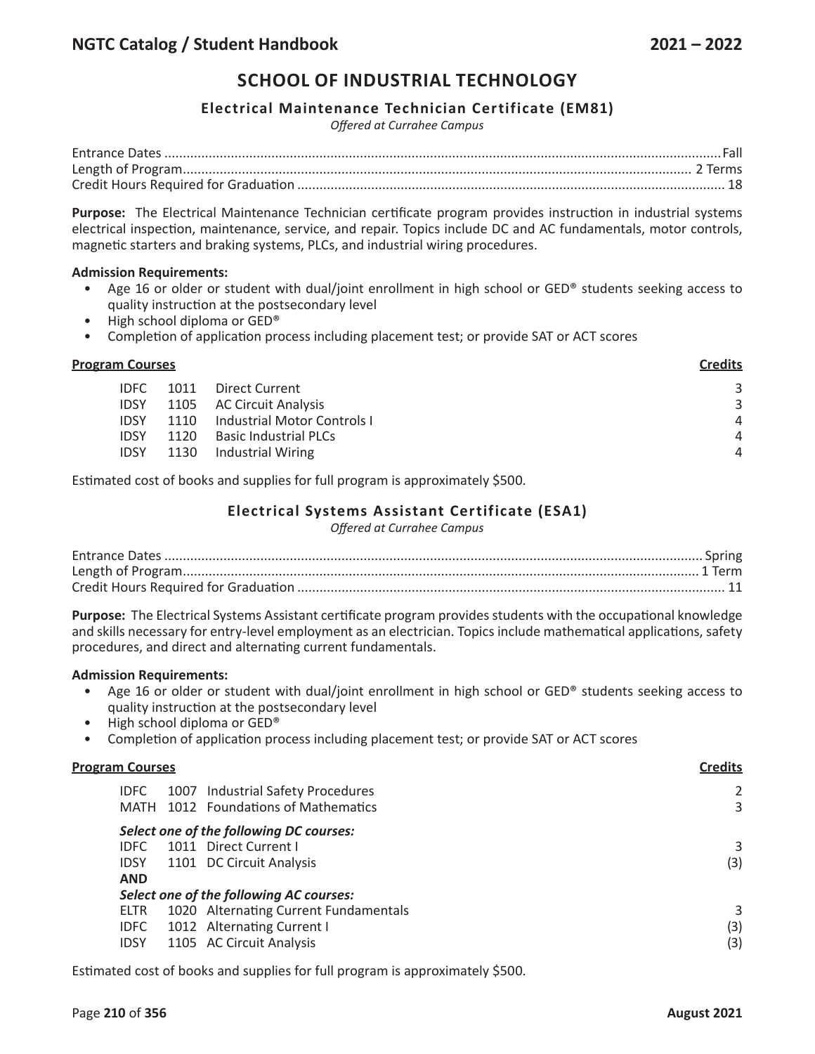# SCHOOL OF INDUSTRIAL TECHNOLOGY

## Electrical Maintenance Technician Certificate (EM81)

*Offered at Currahee Campus*

Entrance Dates ........................................ Fall
Length of Program ........................................ 2 Terms
Credit Hours Required for Graduation ........................................ 18

**Purpose:** The Electrical Maintenance Technician certificate program provides instruction in industrial systems electrical inspection, maintenance, service, and repair. Topics include DC and AC fundamentals, motor controls, magnetic starters and braking systems, PLCs, and industrial wiring procedures.

**Admission Requirements:**

- Age 16 or older or student with dual/joint enrollment in high school or GED® students seeking access to quality instruction at the postsecondary level
- High school diploma or GED®
- Completion of application process including placement test; or provide SAT or ACT scores

| **Program Courses** | | | **Credits** |
|---|---|---|---|
| IDFC | 1011 | Direct Current | 3 |
| IDSY | 1105 | AC Circuit Analysis | 3 |
| IDSY | 1110 | Industrial Motor Controls I | 4 |
| IDSY | 1120 | Basic Industrial PLCs | 4 |
| IDSY | 1130 | Industrial Wiring | 4 |

Estimated cost of books and supplies for full program is approximately $500.

## Electrical Systems Assistant Certificate (ESA1)

*Offered at Currahee Campus*

Entrance Dates ........................................ Spring
Length of Program ........................................ 1 Term
Credit Hours Required for Graduation ........................................ 11

**Purpose:** The Electrical Systems Assistant certificate program provides students with the occupational knowledge and skills necessary for entry-level employment as an electrician. Topics include mathematical applications, safety procedures, and direct and alternating current fundamentals.

**Admission Requirements:**

- Age 16 or older or student with dual/joint enrollment in high school or GED® students seeking access to quality instruction at the postsecondary level
- High school diploma or GED®
- Completion of application process including placement test; or provide SAT or ACT scores

| **Program Courses** | | | **Credits** |
|---|---|---|---|
| IDFC | 1007 | Industrial Safety Procedures | 2 |
| MATH | 1012 | Foundations of Mathematics | 3 |
| ***Select one of the following DC courses:*** | | | |
| IDFC | 1011 | Direct Current I | 3 |
| IDSY | 1101 | DC Circuit Analysis | (3) |
| **AND** | | | |
| ***Select one of the following AC courses:*** | | | |
| ELTR | 1020 | Alternating Current Fundamentals | 3 |
| IDFC | 1012 | Alternating Current I | (3) |
| IDSY | 1105 | AC Circuit Analysis | (3) |

Estimated cost of books and supplies for full program is approximately $500.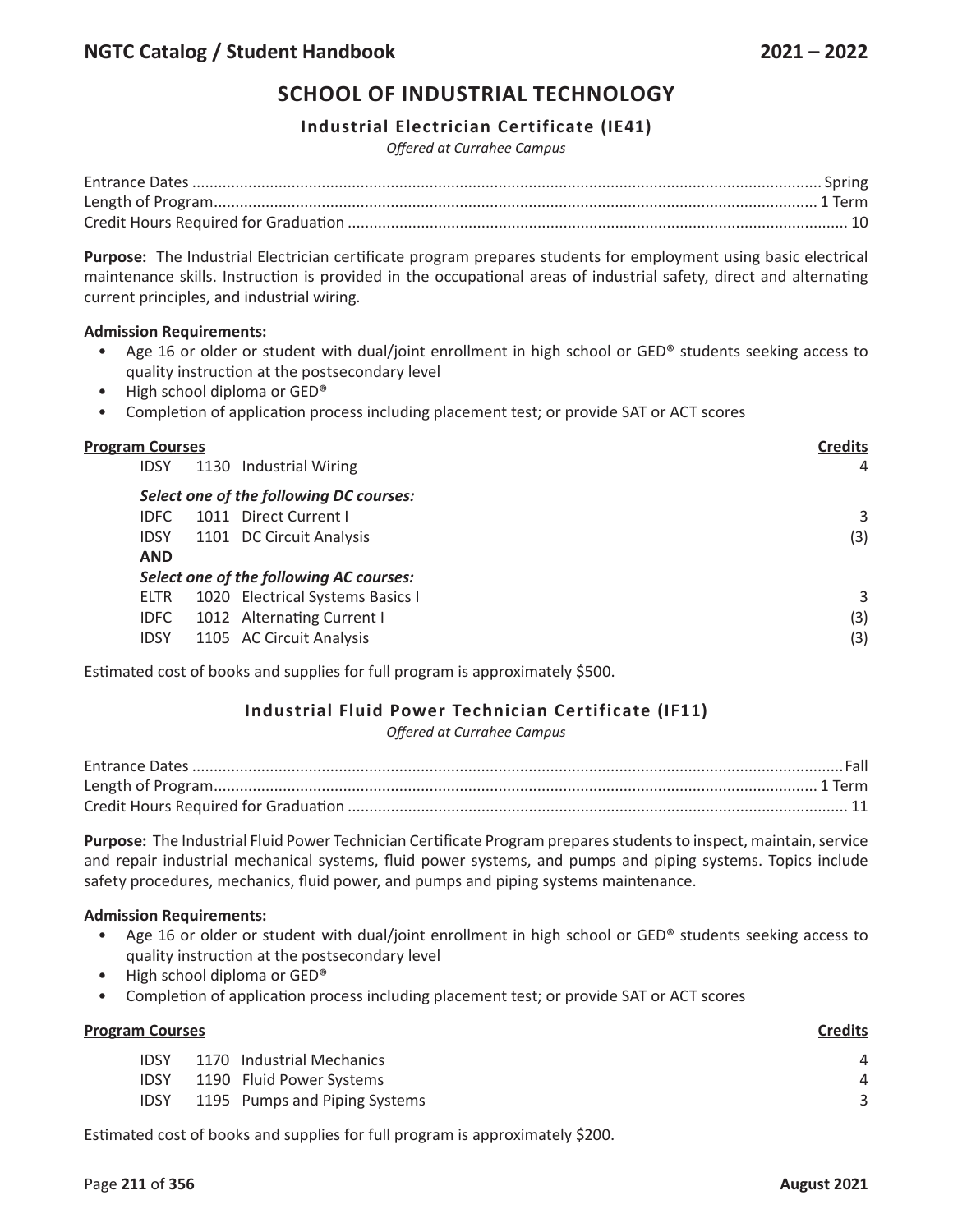# SCHOOL OF INDUSTRIAL TECHNOLOGY

## Industrial Electrician Certificate (IE41)

*Offered at Currahee Campus*

| | |
|---|---|
| Entrance Dates | Spring |
| Length of Program | 1 Term |
| Credit Hours Required for Graduation | 10 |

**Purpose:** The Industrial Electrician certificate program prepares students for employment using basic electrical maintenance skills. Instruction is provided in the occupational areas of industrial safety, direct and alternating current principles, and industrial wiring.

**Admission Requirements:**

- Age 16 or older or student with dual/joint enrollment in high school or GED® students seeking access to quality instruction at the postsecondary level
- High school diploma or GED®
- Completion of application process including placement test; or provide SAT or ACT scores

| Program Courses | | | Credits |
|---|---|---|---|
| IDSY | 1130 | Industrial Wiring | 4 |
| ***Select one of the following DC courses:*** | | | |
| IDFC | 1011 | Direct Current I | 3 |
| IDSY | 1101 | DC Circuit Analysis | (3) |
| **AND** | | | |
| ***Select one of the following AC courses:*** | | | |
| ELTR | 1020 | Electrical Systems Basics I | 3 |
| IDFC | 1012 | Alternating Current I | (3) |
| IDSY | 1105 | AC Circuit Analysis | (3) |

Estimated cost of books and supplies for full program is approximately $500.

## Industrial Fluid Power Technician Certificate (IF11)

*Offered at Currahee Campus*

| | |
|---|---|
| Entrance Dates | Fall |
| Length of Program | 1 Term |
| Credit Hours Required for Graduation | 11 |

**Purpose:** The Industrial Fluid Power Technician Certificate Program prepares students to inspect, maintain, service and repair industrial mechanical systems, fluid power systems, and pumps and piping systems. Topics include safety procedures, mechanics, fluid power, and pumps and piping systems maintenance.

**Admission Requirements:**

- Age 16 or older or student with dual/joint enrollment in high school or GED® students seeking access to quality instruction at the postsecondary level
- High school diploma or GED®
- Completion of application process including placement test; or provide SAT or ACT scores

| Program Courses | | | Credits |
|---|---|---|---|
| IDSY | 1170 | Industrial Mechanics | 4 |
| IDSY | 1190 | Fluid Power Systems | 4 |
| IDSY | 1195 | Pumps and Piping Systems | 3 |

Estimated cost of books and supplies for full program is approximately $200.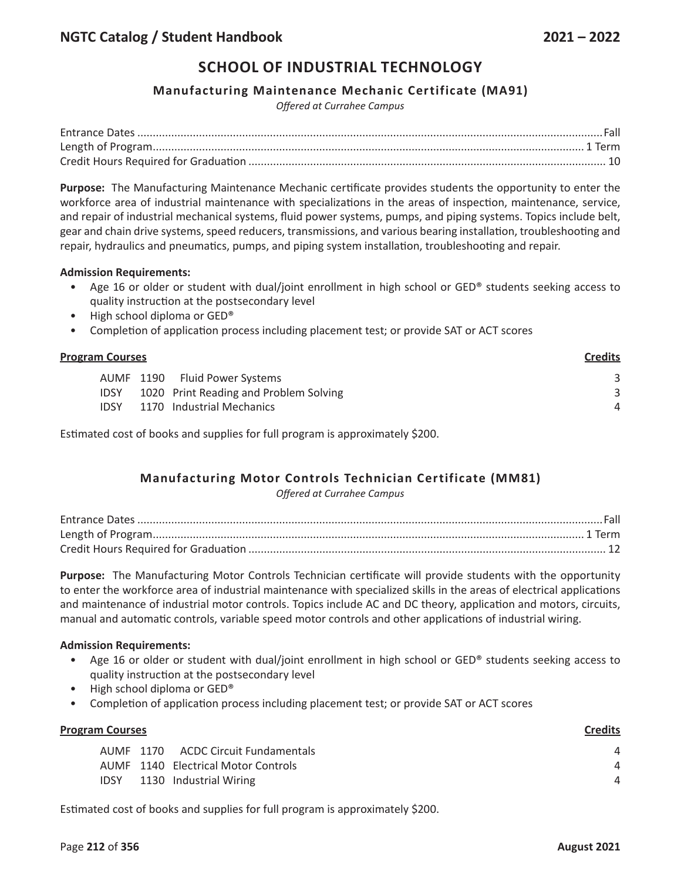# SCHOOL OF INDUSTRIAL TECHNOLOGY

## Manufacturing Maintenance Mechanic Certificate (MA91)

*Offered at Currahee Campus*

Entrance Dates .......... Fall
Length of Program .......... 1 Term
Credit Hours Required for Graduation .......... 10

**Purpose:** The Manufacturing Maintenance Mechanic certificate provides students the opportunity to enter the workforce area of industrial maintenance with specializations in the areas of inspection, maintenance, service, and repair of industrial mechanical systems, fluid power systems, pumps, and piping systems. Topics include belt, gear and chain drive systems, speed reducers, transmissions, and various bearing installation, troubleshooting and repair, hydraulics and pneumatics, pumps, and piping system installation, troubleshooting and repair.

**Admission Requirements:**

- Age 16 or older or student with dual/joint enrollment in high school or GED® students seeking access to quality instruction at the postsecondary level
- High school diploma or GED®
- Completion of application process including placement test; or provide SAT or ACT scores

| Program Courses | | | Credits |
|---|---|---|---|
| AUMF | 1190 | Fluid Power Systems | 3 |
| IDSY | 1020 | Print Reading and Problem Solving | 3 |
| IDSY | 1170 | Industrial Mechanics | 4 |

Estimated cost of books and supplies for full program is approximately $200.

## Manufacturing Motor Controls Technician Certificate (MM81)

*Offered at Currahee Campus*

Entrance Dates .......... Fall
Length of Program .......... 1 Term
Credit Hours Required for Graduation .......... 12

**Purpose:** The Manufacturing Motor Controls Technician certificate will provide students with the opportunity to enter the workforce area of industrial maintenance with specialized skills in the areas of electrical applications and maintenance of industrial motor controls. Topics include AC and DC theory, application and motors, circuits, manual and automatic controls, variable speed motor controls and other applications of industrial wiring.

**Admission Requirements:**

- Age 16 or older or student with dual/joint enrollment in high school or GED® students seeking access to quality instruction at the postsecondary level
- High school diploma or GED®
- Completion of application process including placement test; or provide SAT or ACT scores

| Program Courses | | | Credits |
|---|---|---|---|
| AUMF | 1170 | ACDC Circuit Fundamentals | 4 |
| AUMF | 1140 | Electrical Motor Controls | 4 |
| IDSY | 1130 | Industrial Wiring | 4 |

Estimated cost of books and supplies for full program is approximately $200.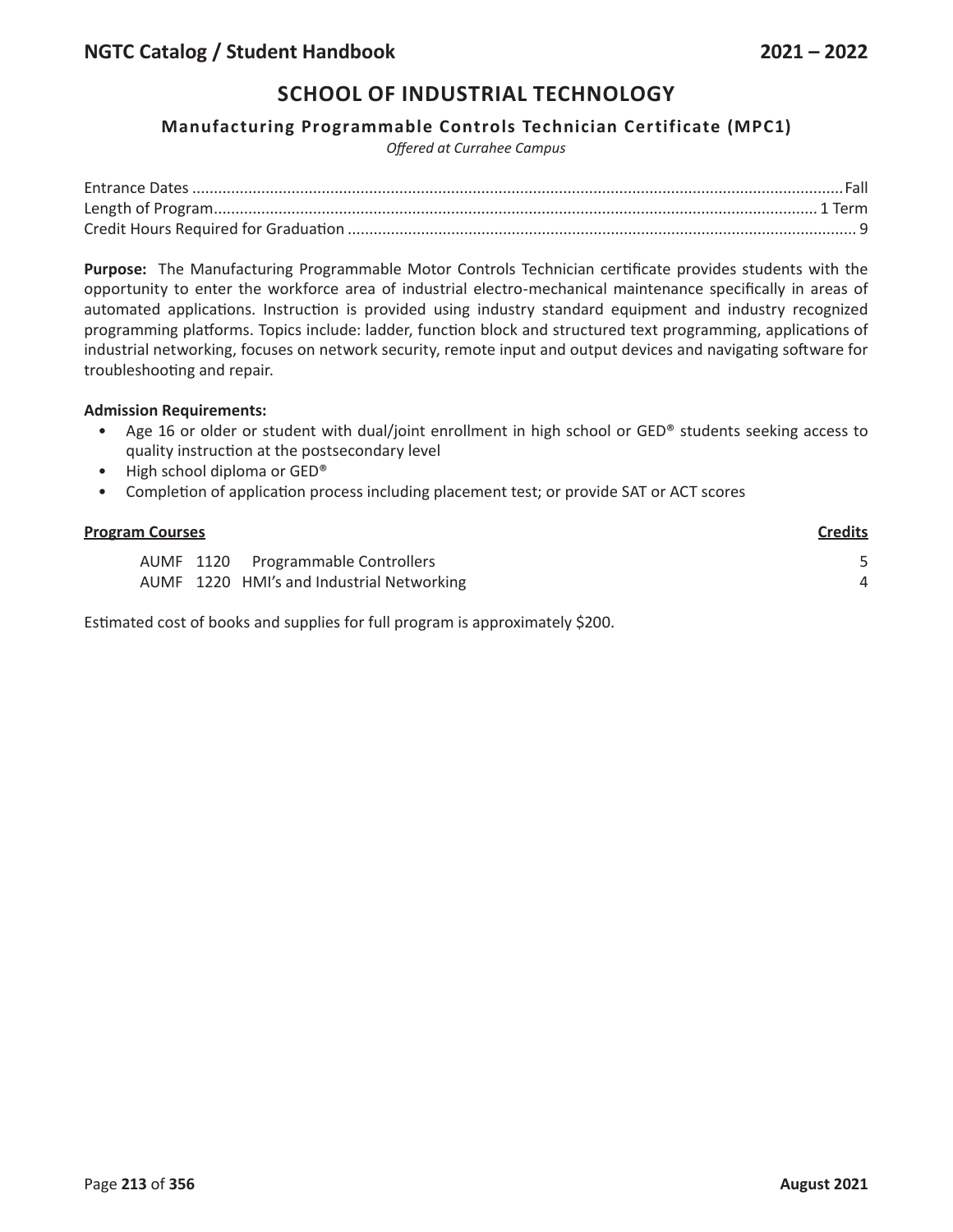# SCHOOL OF INDUSTRIAL TECHNOLOGY

## Manufacturing Programmable Controls Technician Certificate (MPC1)

*Offered at Currahee Campus*

Entrance Dates ........................................ Fall
Length of Program ........................................ 1 Term
Credit Hours Required for Graduation ........................................ 9

**Purpose:** The Manufacturing Programmable Motor Controls Technician certificate provides students with the opportunity to enter the workforce area of industrial electro-mechanical maintenance specifically in areas of automated applications. Instruction is provided using industry standard equipment and industry recognized programming platforms. Topics include: ladder, function block and structured text programming, applications of industrial networking, focuses on network security, remote input and output devices and navigating software for troubleshooting and repair.

**Admission Requirements:**

- Age 16 or older or student with dual/joint enrollment in high school or GED® students seeking access to quality instruction at the postsecondary level
- High school diploma or GED®
- Completion of application process including placement test; or provide SAT or ACT scores

| **Program Courses** | | | **Credits** |
|---|---|---|---|
| AUMF | 1120 | Programmable Controllers | 5 |
| AUMF | 1220 | HMI's and Industrial Networking | 4 |

Estimated cost of books and supplies for full program is approximately $200.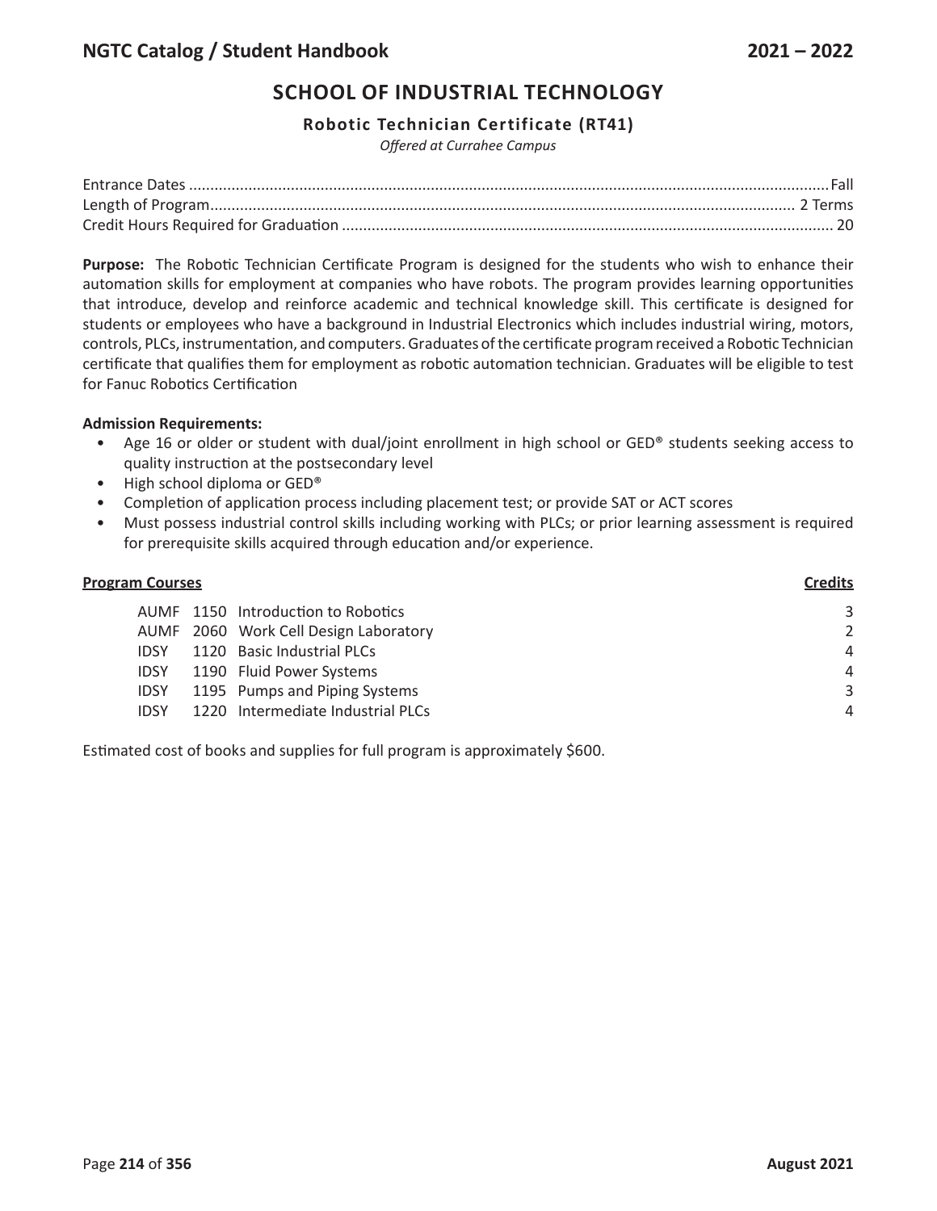## SCHOOL OF INDUSTRIAL TECHNOLOGY

### Robotic Technician Certificate (RT41)

*Offered at Currahee Campus*

| | |
|---|---|
| Entrance Dates | Fall |
| Length of Program | 2 Terms |
| Credit Hours Required for Graduation | 20 |

**Purpose:** The Robotic Technician Certificate Program is designed for the students who wish to enhance their automation skills for employment at companies who have robots. The program provides learning opportunities that introduce, develop and reinforce academic and technical knowledge skill. This certificate is designed for students or employees who have a background in Industrial Electronics which includes industrial wiring, motors, controls, PLCs, instrumentation, and computers. Graduates of the certificate program received a Robotic Technician certificate that qualifies them for employment as robotic automation technician. Graduates will be eligible to test for Fanuc Robotics Certification

**Admission Requirements:**

- Age 16 or older or student with dual/joint enrollment in high school or GED® students seeking access to quality instruction at the postsecondary level
- High school diploma or GED®
- Completion of application process including placement test; or provide SAT or ACT scores
- Must possess industrial control skills including working with PLCs; or prior learning assessment is required for prerequisite skills acquired through education and/or experience.

| **Program Courses** | | | **Credits** |
|---|---|---|---|
| AUMF | 1150 | Introduction to Robotics | 3 |
| AUMF | 2060 | Work Cell Design Laboratory | 2 |
| IDSY | 1120 | Basic Industrial PLCs | 4 |
| IDSY | 1190 | Fluid Power Systems | 4 |
| IDSY | 1195 | Pumps and Piping Systems | 3 |
| IDSY | 1220 | Intermediate Industrial PLCs | 4 |

Estimated cost of books and supplies for full program is approximately $600.